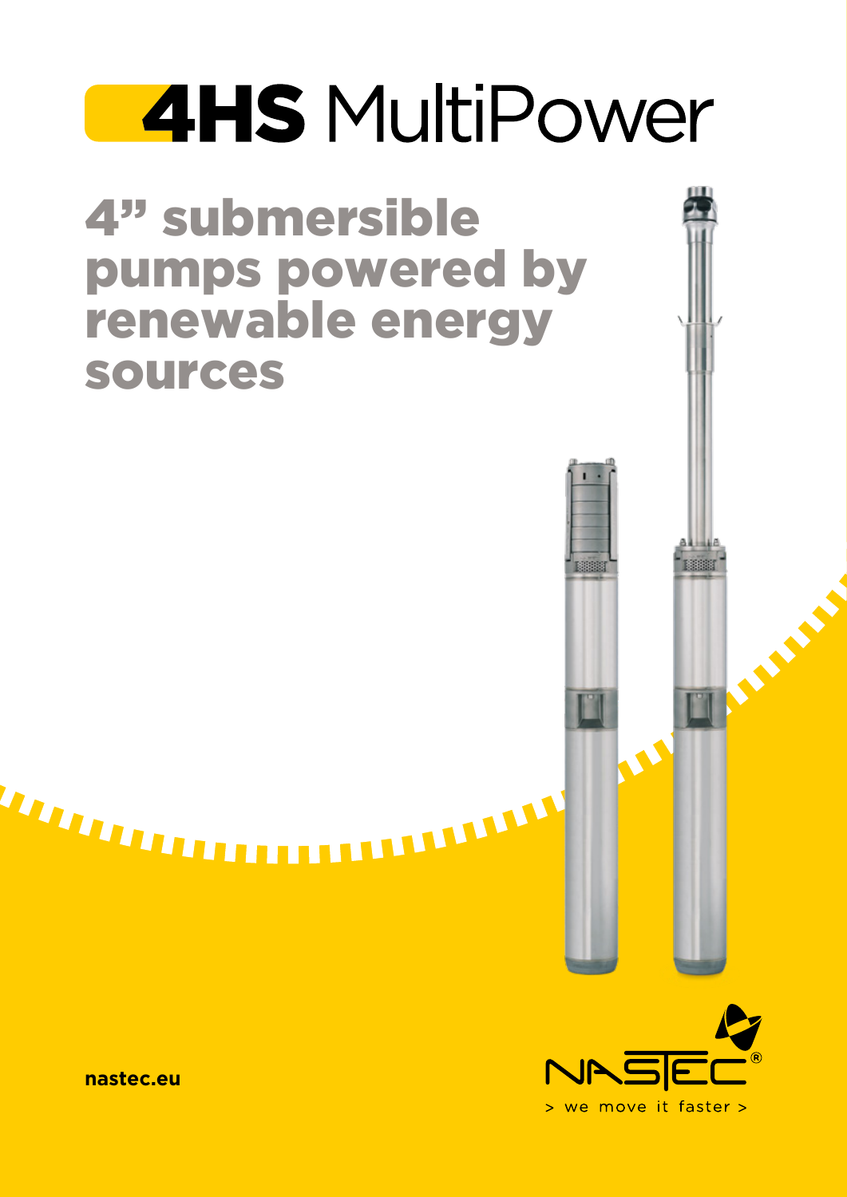# 4HS MultiPower

## 4" submersible pumps powered by renewable energy sources

nastec.eu

NASTEC®

> we move it faster >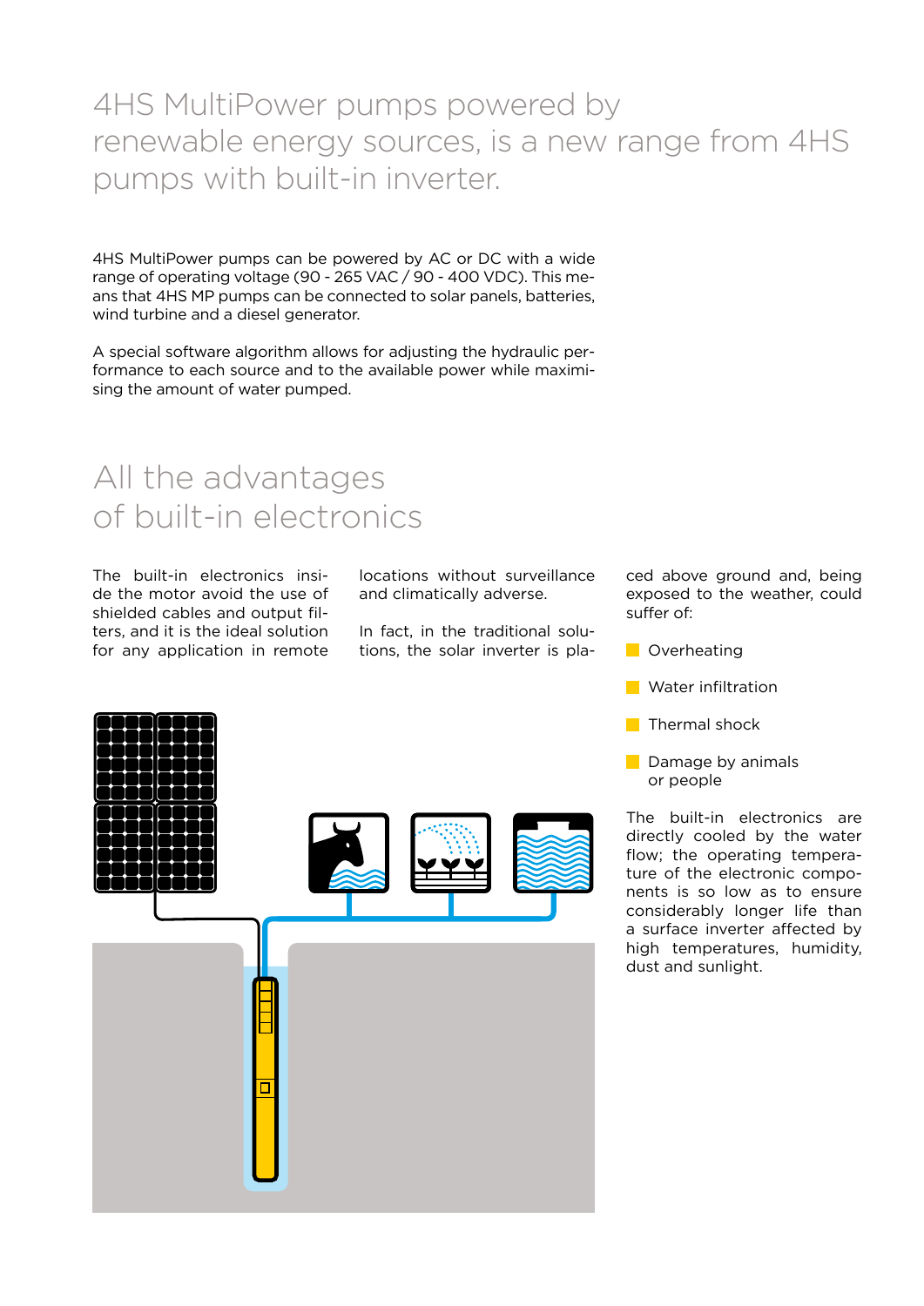# 4HS MultiPower pumps powered by renewable energy sources, is a new range from 4HS pumps with built-in inverter.

4HS MultiPower pumps can be powered by AC or DC with a wide range of operating voltage (90 - 265 VAC / 90 - 400 VDC). This means that 4HS MP pumps can be connected to solar panels, batteries, wind turbine and a diesel generator.

A special software algorithm allows for adjusting the hydraulic performance to each source and to the available power while maximising the amount of water pumped.

## All the advantages of built-in electronics

The built-in electronics inside the motor avoid the use of shielded cables and output filters, and it is the ideal solution for any application in remote locations without surveillance and climatically adverse.

In fact, in the traditional solutions, the solar inverter is placed above ground and, being exposed to the weather, could suffer of:

- Overheating
- Water infiltration
- Thermal shock
- Damage by animals or people

The built-in electronics are directly cooled by the water flow; the operating temperature of the electronic components is so low as to ensure considerably longer life than a surface inverter affected by high temperatures, humidity, dust and sunlight.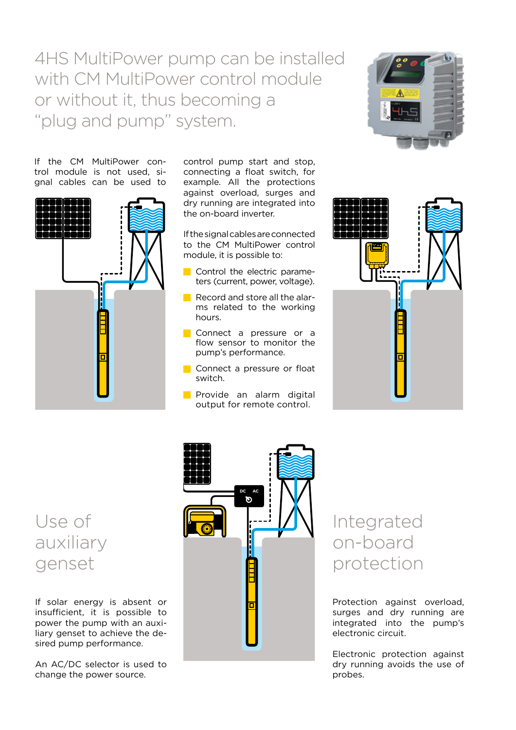# 4HS MultiPower pump can be installed with CM MultiPower control module or without it, thus becoming a "plug and pump" system.

If the CM MultiPower control module is not used, signal cables can be used to control pump start and stop, connecting a float switch, for example. All the protections against overload, surges and dry running are integrated into the on-board inverter.

If the signal cables are connected to the CM MultiPower control module, it is possible to:

- Control the electric parameters (current, power, voltage).
- Record and store all the alarms related to the working hours.
- Connect a pressure or a flow sensor to monitor the pump's performance.
- Connect a pressure or float switch.
- Provide an alarm digital output for remote control.

## Use of auxiliary genset

If solar energy is absent or insufficient, it is possible to power the pump with an auxiliary genset to achieve the desired pump performance.

An AC/DC selector is used to change the power source.

DC AC

## Integrated on-board protection

Protection against overload, surges and dry running are integrated into the pump's electronic circuit.

Electronic protection against dry running avoids the use of probes.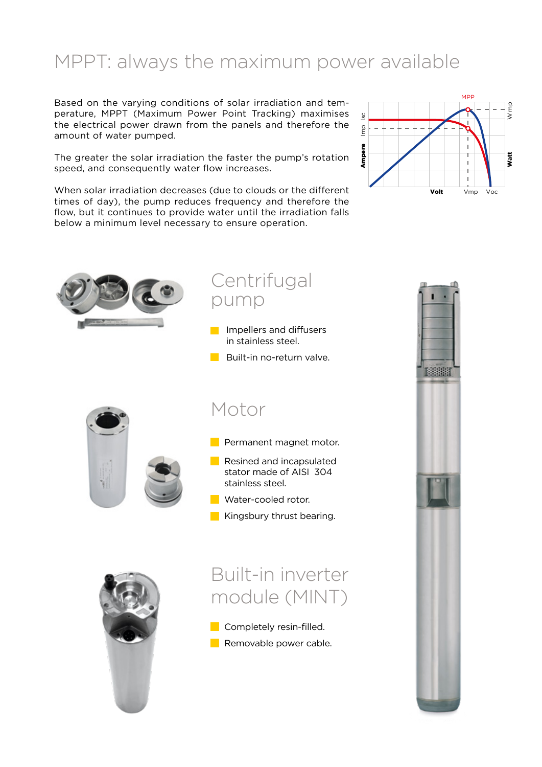# MPPT: always the maximum power available

Based on the varying conditions of solar irradiation and temperature, MPPT (Maximum Power Point Tracking) maximises the electrical power drawn from the panels and therefore the amount of water pumped.

The greater the solar irradiation the faster the pump's rotation speed, and consequently water flow increases.

When solar irradiation decreases (due to clouds or the different times of day), the pump reduces frequency and therefore the flow, but it continues to provide water until the irradiation falls below a minimum level necessary to ensure operation.

MPP
Isc
Imp
Ampere
W mp
Watt
Volt
Vmp
Voc

## Centrifugal pump

- Impellers and diffusers in stainless steel.
- Built-in no-return valve.

## Motor

- Permanent magnet motor.
- Resined and incapsulated stator made of AISI 304 stainless steel.
- Water-cooled rotor.
- Kingsbury thrust bearing.

## Built-in inverter module (MINT)

- Completely resin-filled.
- Removable power cable.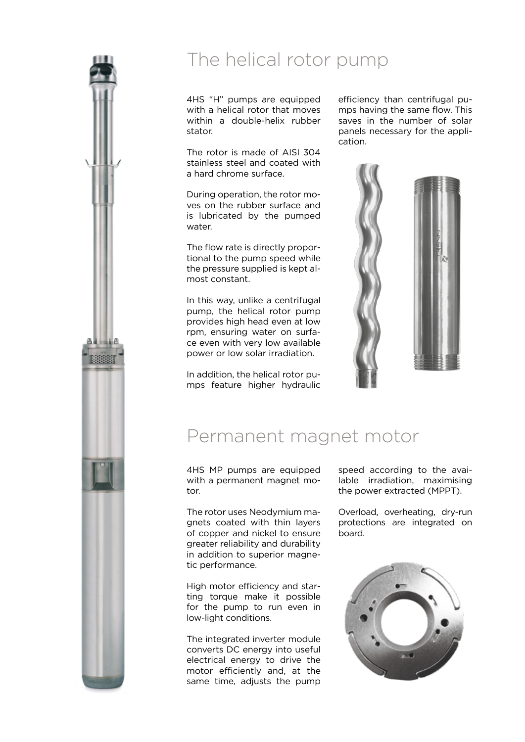# The helical rotor pump

4HS "H" pumps are equipped with a helical rotor that moves within a double-helix rubber stator.

The rotor is made of AISI 304 stainless steel and coated with a hard chrome surface.

During operation, the rotor moves on the rubber surface and is lubricated by the pumped water.

The flow rate is directly proportional to the pump speed while the pressure supplied is kept almost constant.

In this way, unlike a centrifugal pump, the helical rotor pump provides high head even at low rpm, ensuring water on surface even with very low available power or low solar irradiation.

In addition, the helical rotor pumps feature higher hydraulic efficiency than centrifugal pumps having the same flow. This saves in the number of solar panels necessary for the application.

# Permanent magnet motor

4HS MP pumps are equipped with a permanent magnet motor.

The rotor uses Neodymium magnets coated with thin layers of copper and nickel to ensure greater reliability and durability in addition to superior magnetic performance.

High motor efficiency and starting torque make it possible for the pump to run even in low-light conditions.

The integrated inverter module converts DC energy into useful electrical energy to drive the motor efficiently and, at the same time, adjusts the pump speed according to the available irradiation, maximising the power extracted (MPPT).

Overload, overheating, dry-run protections are integrated on board.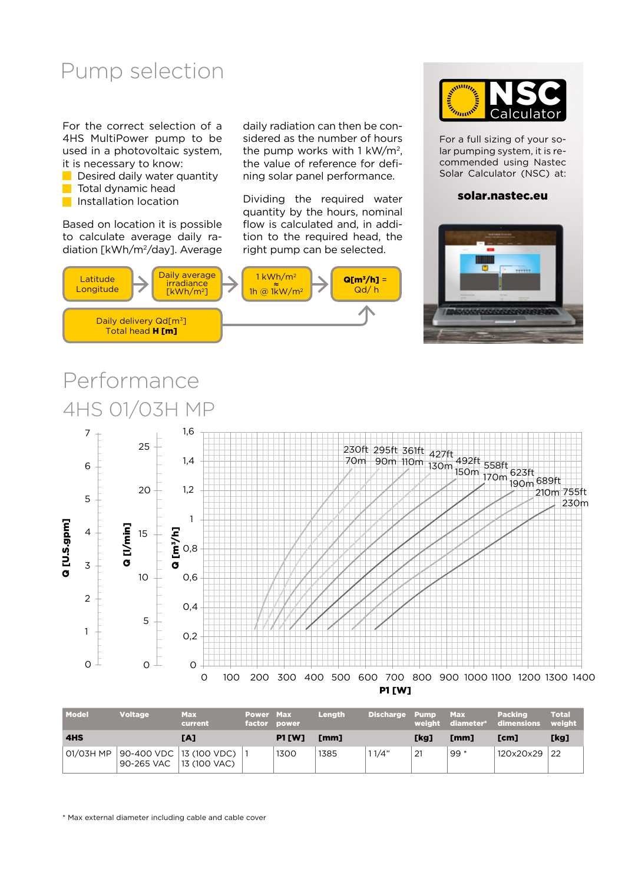# Pump selection

For the correct selection of a 4HS MultiPower pump to be used in a photovoltaic system, it is necessary to know:

- Desired daily water quantity
- Total dynamic head
- Installation location

Based on location it is possible to calculate average daily radiation [kWh/m²/day]. Average daily radiation can then be considered as the number of hours the pump works with 1 kW/m², the value of reference for defining solar panel performance.

Dividing the required water quantity by the hours, nominal flow is calculated and, in addition to the required head, the right pump can be selected.

Latitude Longitude → Daily average irradiance [kWh/m²] → 1 kWh/m² ≈ 1h @ 1kW/m² → **Q[m³/h]** = Qd/ h

Daily delivery Qd[m³]
Total head **H [m]**

For a full sizing of your solar pumping system, it is recommended using Nastec Solar Calculator (NSC) at:

**solar.nastec.eu**

# Performance

## 4HS 01/03H MP

Q [U.S.gpm]: 0, 1, 2, 3, 4, 5, 6, 7
Q [l/min]: 0, 5, 10, 15, 20, 25
Q [m³/h]: 0, 0,2, 0,4, 0,6, 0,8, 1, 1,2, 1,4, 1,6
P1 [W]: 0, 100, 200, 300, 400, 500, 600, 700, 800, 900, 1000, 1100, 1200, 1300, 1400

230ft 70m, 295ft 90m, 361ft 110m, 427ft 130m, 492ft 150m, 558ft 170m, 623ft 190m, 689ft 210m, 755ft 230m

| Model | Voltage | Max current | Power factor | Max power | Length | Discharge | Pump weight | Max diameter* | Packing dimensions | Total weight |
|---|---|---|---|---|---|---|---|---|---|---|
| 4HS | | [A] | | P1 [W] | [mm] | | [kg] | [mm] | [cm] | [kg] |
| 01/03H MP | 90-400 VDC<br>90-265 VAC | 13 (100 VDC)<br>13 (100 VAC) | 1 | 1300 | 1385 | 1 1/4" | 21 | 99 * | 120x20x29 | 22 |

* Max external diameter including cable and cable cover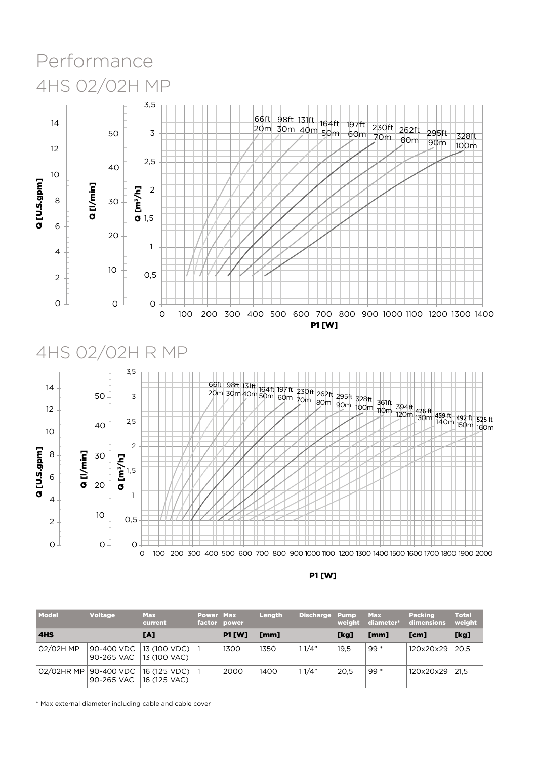# Performance

## 4HS 02/02H MP

Q [U.S.gpm]
0
2
4
6
8
10
12
14

Q [l/min]
0
10
20
30
40
50

Q [m³/h]
0
0,5
1
1,5
2
2,5
3
3,5

66ft 20m
98ft 30m
131ft 40m
164ft 50m
197ft 60m
230ft 70m
262ft 80m
295ft 90m
328ft 100m

0 100 200 300 400 500 600 700 800 900 1000 1100 1200 1300 1400

P1 [W]

## 4HS 02/02H R MP

Q [U.S.gpm]
0
2
4
6
8
10
12
14

Q [l/min]
0
10
20
30
40
50

Q [m³/h]
0
0,5
1
1,5
2
2,5
3
3,5

66ft 20m
98ft 30m
131ft 40m
164ft 50m
197ft 60m
230ft 70m
262ft 80m
295ft 90m
328ft 100m
361ft 110m
394ft 120m
426 ft 130m
459 ft 140m
492 ft 150m
525 ft 160m

0 100 200 300 400 500 600 700 800 900 1000 1100 1200 1300 1400 1500 1600 1700 1800 1900 2000

P1 [W]

| Model | Voltage | Max current | Power factor | Max power | Length | Discharge | Pump weight | Max diameter* | Packing dimensions | Total weight |
|---|---|---|---|---|---|---|---|---|---|---|
| **4HS** | | **[A]** | | **P1 [W]** | **[mm]** | | **[kg]** | **[mm]** | **[cm]** | **[kg]** |
| 02/02H MP | 90-400 VDC 90-265 VAC | 13 (100 VDC) 13 (100 VAC) | 1 | 1300 | 1350 | 1 1/4" | 19,5 | 99 * | 120x20x29 | 20,5 |
| 02/02HR MP | 90-400 VDC 90-265 VAC | 16 (125 VDC) 16 (125 VAC) | 1 | 2000 | 1400 | 1 1/4" | 20,5 | 99 * | 120x20x29 | 21,5 |

\* Max external diameter including cable and cable cover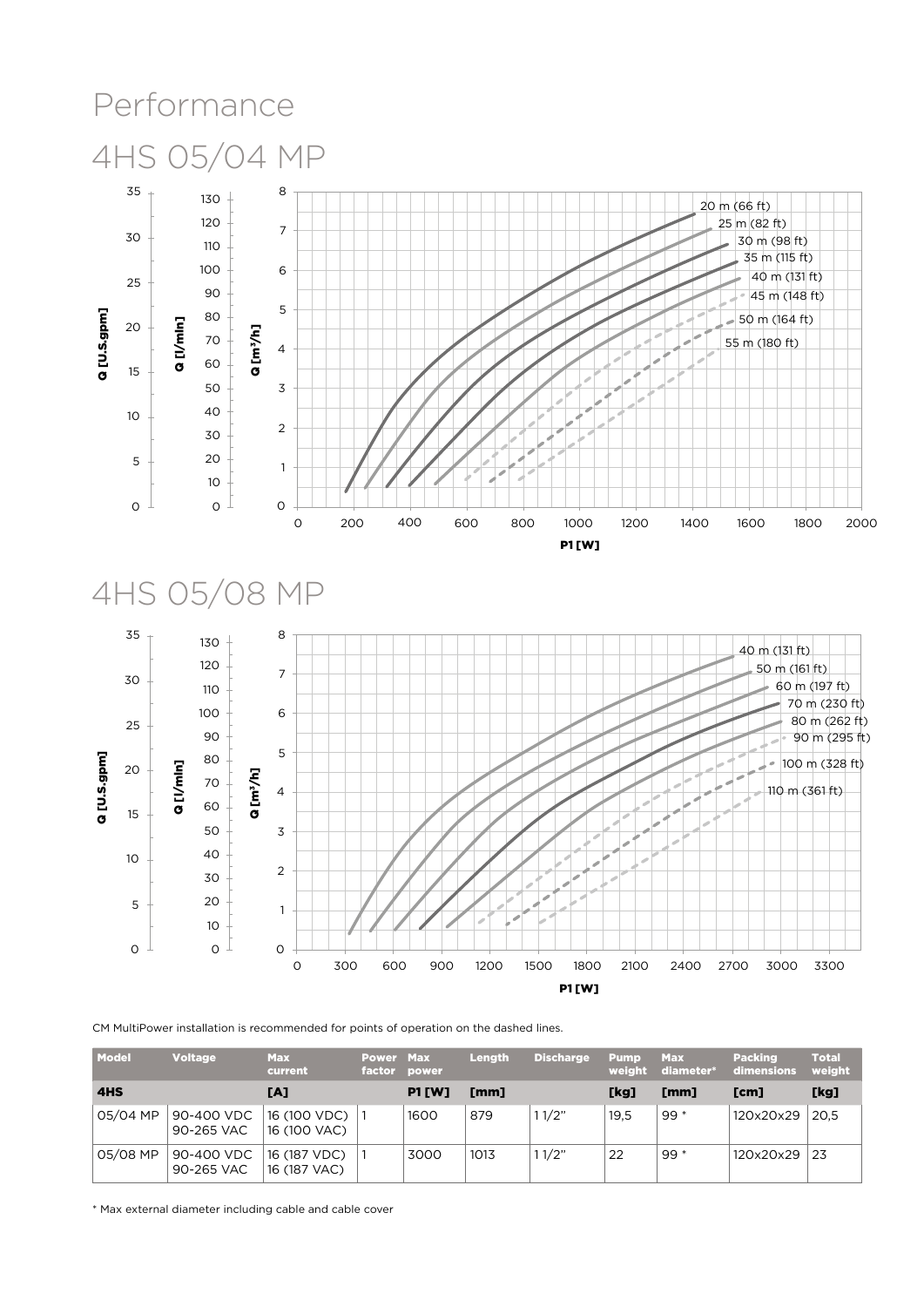# Performance

## 4HS 05/04 MP

Q [U.S.gpm]: 0, 5, 10, 15, 20, 25, 30, 35

Q [l/min]: 0, 10, 20, 30, 40, 50, 60, 70, 80, 90, 100, 110, 120, 130

Q [m³/h]: 0, 1, 2, 3, 4, 5, 6, 7, 8

P1 [W]: 0, 200, 400, 600, 800, 1000, 1200, 1400, 1600, 1800, 2000

20 m (66 ft)
25 m (82 ft)
30 m (98 ft)
35 m (115 ft)
40 m (131 ft)
45 m (148 ft)
50 m (164 ft)
55 m (180 ft)

## 4HS 05/08 MP

Q [U.S.gpm]: 0, 5, 10, 15, 20, 25, 30, 35

Q [l/min]: 0, 10, 20, 30, 40, 50, 60, 70, 80, 90, 100, 110, 120, 130

Q [m³/h]: 0, 1, 2, 3, 4, 5, 6, 7, 8

P1 [W]: 0, 300, 600, 900, 1200, 1500, 1800, 2100, 2400, 2700, 3000, 3300

40 m (131 ft)
50 m (161 ft)
60 m (197 ft)
70 m (230 ft)
80 m (262 ft)
90 m (295 ft)
100 m (328 ft)
110 m (361 ft)

CM MultiPower installation is recommended for points of operation on the dashed lines.

| Model | Voltage | Max current | Power factor | Max power | Length | Discharge | Pump weight | Max diameter* | Packing dimensions | Total weight |
|---|---|---|---|---|---|---|---|---|---|---|
| **4HS** | | **[A]** | | **P1 [W]** | **[mm]** | | **[kg]** | **[mm]** | **[cm]** | **[kg]** |
| 05/04 MP | 90-400 VDC<br>90-265 VAC | 16 (100 VDC)<br>16 (100 VAC) | 1 | 1600 | 879 | 1 1/2" | 19,5 | 99 * | 120x20x29 | 20,5 |
| 05/08 MP | 90-400 VDC<br>90-265 VAC | 16 (187 VDC)<br>16 (187 VAC) | 1 | 3000 | 1013 | 1 1/2" | 22 | 99 * | 120x20x29 | 23 |

* Max external diameter including cable and cable cover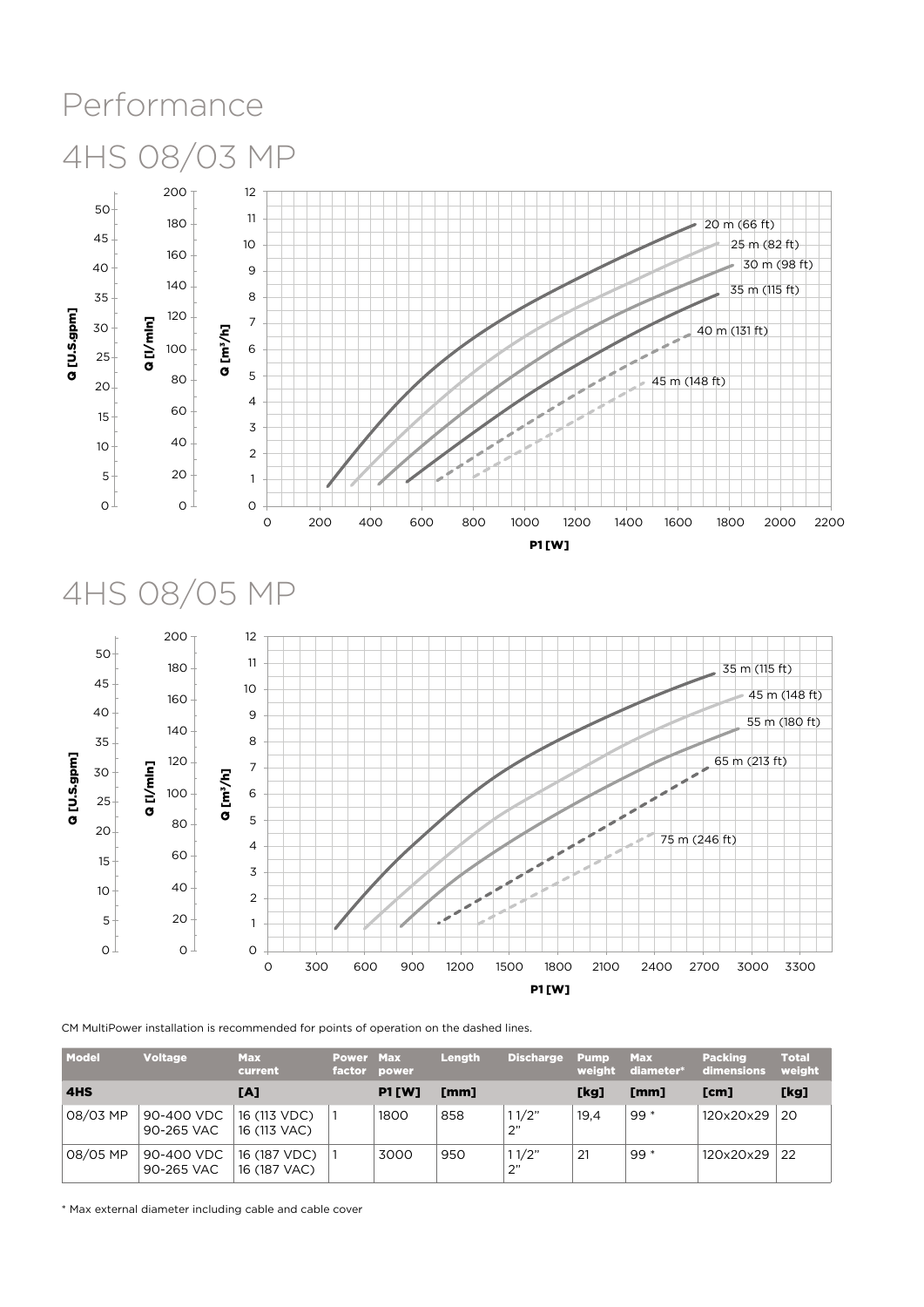# Performance

## 4HS 08/03 MP

Q [U.S.gpm]
0 5 10 15 20 25 30 35 40 45 50

Q [l/min]
0 20 40 60 80 100 120 140 160 180 200

Q [m³/h]
0 1 2 3 4 5 6 7 8 9 10 11 12

20 m (66 ft)
25 m (82 ft)
30 m (98 ft)
35 m (115 ft)
40 m (131 ft)
45 m (148 ft)

0 200 400 600 800 1000 1200 1400 1600 1800 2000 2200

P1 [W]

## 4HS 08/05 MP

Q [U.S.gpm]
0 5 10 15 20 25 30 35 40 45 50

Q [l/min]
0 20 40 60 80 100 120 140 160 180 200

Q [m³/h]
0 1 2 3 4 5 6 7 8 9 10 11 12

35 m (115 ft)
45 m (148 ft)
55 m (180 ft)
65 m (213 ft)
75 m (246 ft)

0 300 600 900 1200 1500 1800 2100 2400 2700 3000 3300

P1 [W]

CM MultiPower installation is recommended for points of operation on the dashed lines.

| Model | Voltage | Max current | Power factor | Max power | Length | Discharge | Pump weight | Max diameter* | Packing dimensions | Total weight |
|---|---|---|---|---|---|---|---|---|---|---|
| **4HS** | | **[A]** | | **P1 [W]** | **[mm]** | | **[kg]** | **[mm]** | **[cm]** | **[kg]** |
| 08/03 MP | 90-400 VDC<br>90-265 VAC | 16 (113 VDC)<br>16 (113 VAC) | 1 | 1800 | 858 | 1 1/2"<br>2" | 19,4 | 99 * | 120x20x29 | 20 |
| 08/05 MP | 90-400 VDC<br>90-265 VAC | 16 (187 VDC)<br>16 (187 VAC) | 1 | 3000 | 950 | 1 1/2"<br>2" | 21 | 99 * | 120x20x29 | 22 |

* Max external diameter including cable and cable cover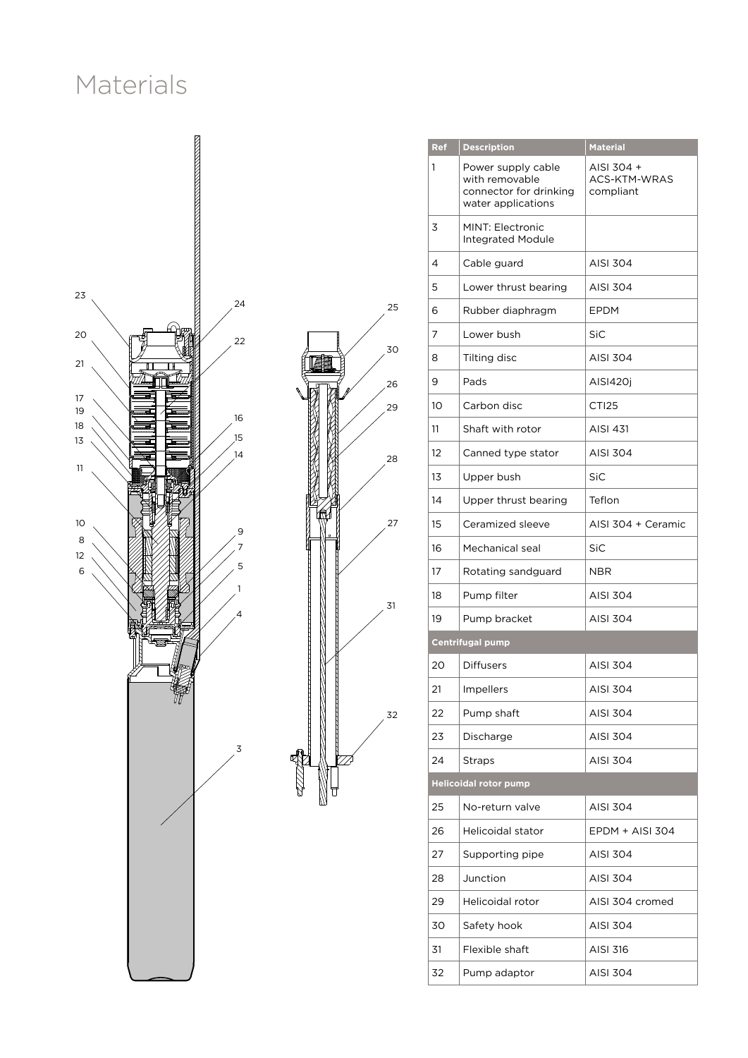# Materials

| Ref | Description | Material |
|---|---|---|
| 1 | Power supply cable with removable connector for drinking water applications | AISI 304 + ACS-KTM-WRAS compliant |
| 3 | MINT: Electronic Integrated Module | |
| 4 | Cable guard | AISI 304 |
| 5 | Lower thrust bearing | AISI 304 |
| 6 | Rubber diaphragm | EPDM |
| 7 | Lower bush | SiC |
| 8 | Tilting disc | AISI 304 |
| 9 | Pads | AISI420j |
| 10 | Carbon disc | CTI25 |
| 11 | Shaft with rotor | AISI 431 |
| 12 | Canned type stator | AISI 304 |
| 13 | Upper bush | SiC |
| 14 | Upper thrust bearing | Teflon |
| 15 | Ceramized sleeve | AISI 304 + Ceramic |
| 16 | Mechanical seal | SiC |
| 17 | Rotating sandguard | NBR |
| 18 | Pump filter | AISI 304 |
| 19 | Pump bracket | AISI 304 |
| **Centrifugal pump** | | |
| 20 | Diffusers | AISI 304 |
| 21 | Impellers | AISI 304 |
| 22 | Pump shaft | AISI 304 |
| 23 | Discharge | AISI 304 |
| 24 | Straps | AISI 304 |
| **Helicoidal rotor pump** | | |
| 25 | No-return valve | AISI 304 |
| 26 | Helicoidal stator | EPDM + AISI 304 |
| 27 | Supporting pipe | AISI 304 |
| 28 | Junction | AISI 304 |
| 29 | Helicoidal rotor | AISI 304 cromed |
| 30 | Safety hook | AISI 304 |
| 31 | Flexible shaft | AISI 316 |
| 32 | Pump adaptor | AISI 304 |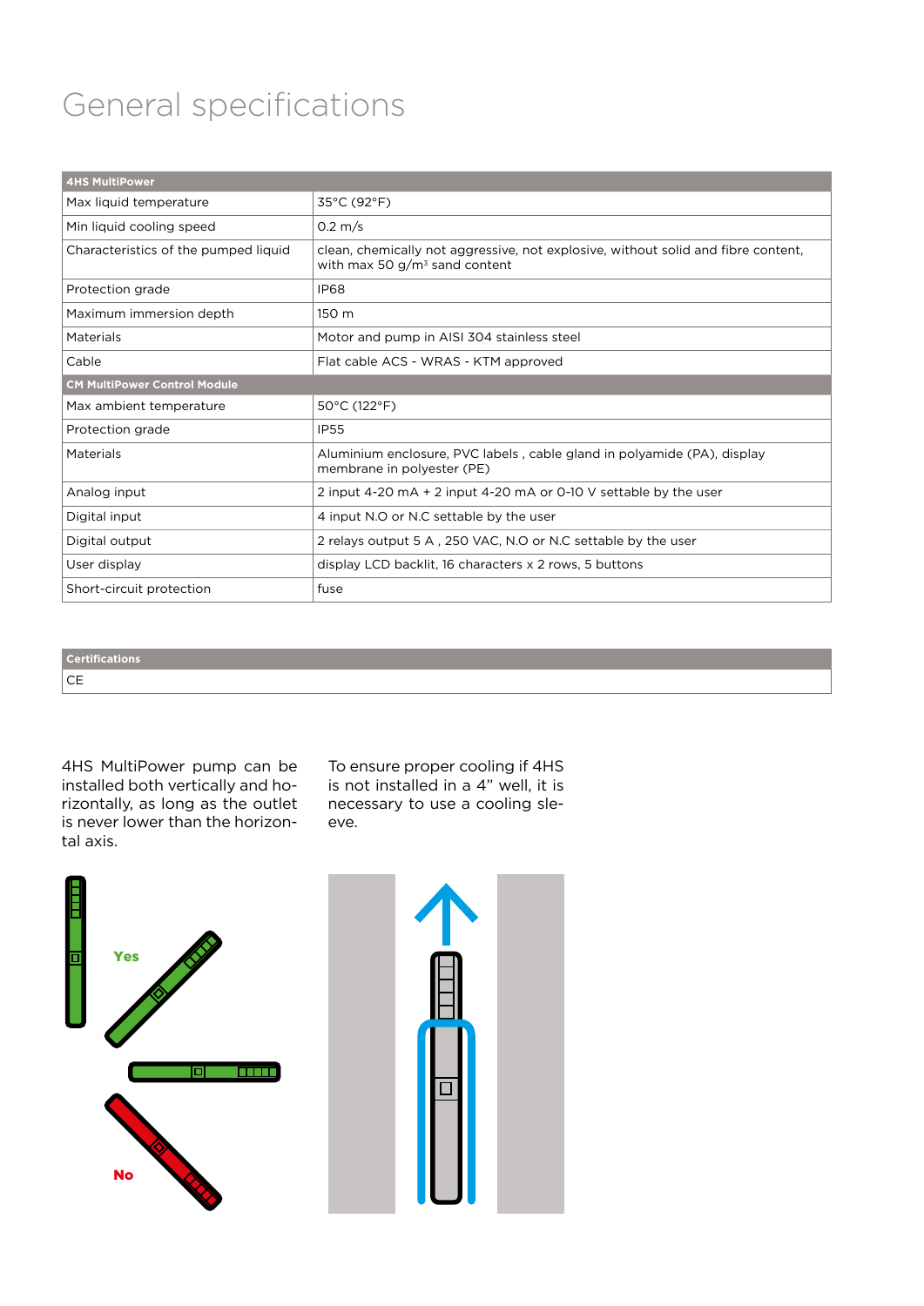# General specifications

| 4HS MultiPower | |
|---|---|
| Max liquid temperature | 35°C (92°F) |
| Min liquid cooling speed | 0.2 m/s |
| Characteristics of the pumped liquid | clean, chemically not aggressive, not explosive, without solid and fibre content, with max 50 g/m³ sand content |
| Protection grade | IP68 |
| Maximum immersion depth | 150 m |
| Materials | Motor and pump in AISI 304 stainless steel |
| Cable | Flat cable ACS - WRAS - KTM approved |
| **CM MultiPower Control Module** | |
| Max ambient temperature | 50°C (122°F) |
| Protection grade | IP55 |
| Materials | Aluminium enclosure, PVC labels , cable gland in polyamide (PA), display membrane in polyester (PE) |
| Analog input | 2 input 4-20 mA + 2 input 4-20 mA or 0-10 V settable by the user |
| Digital input | 4 input N.O or N.C settable by the user |
| Digital output | 2 relays output 5 A , 250 VAC, N.O or N.C settable by the user |
| User display | display LCD backlit, 16 characters x 2 rows, 5 buttons |
| Short-circuit protection | fuse |

| Certifications |
|---|
| CE |

4HS MultiPower pump can be installed both vertically and horizontally, as long as the outlet is never lower than the horizontal axis.

To ensure proper cooling if 4HS is not installed in a 4" well, it is necessary to use a cooling sleeve.

Yes

No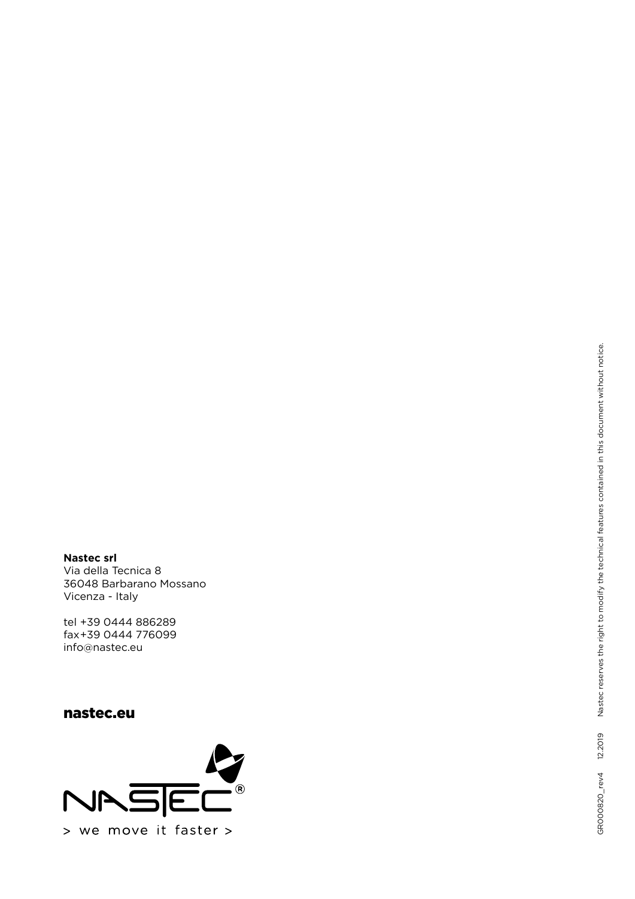**Nastec srl**
Via della Tecnica 8
36048 Barbarano Mossano
Vicenza - Italy

tel +39 0444 886289
fax+39 0444 776099
info@nastec.eu

**nastec.eu**

NASTEC®

> we move it faster >

GR00820_rev4 12.2019 Nastec reserves the right to modify the technical features contained in this document without notice.